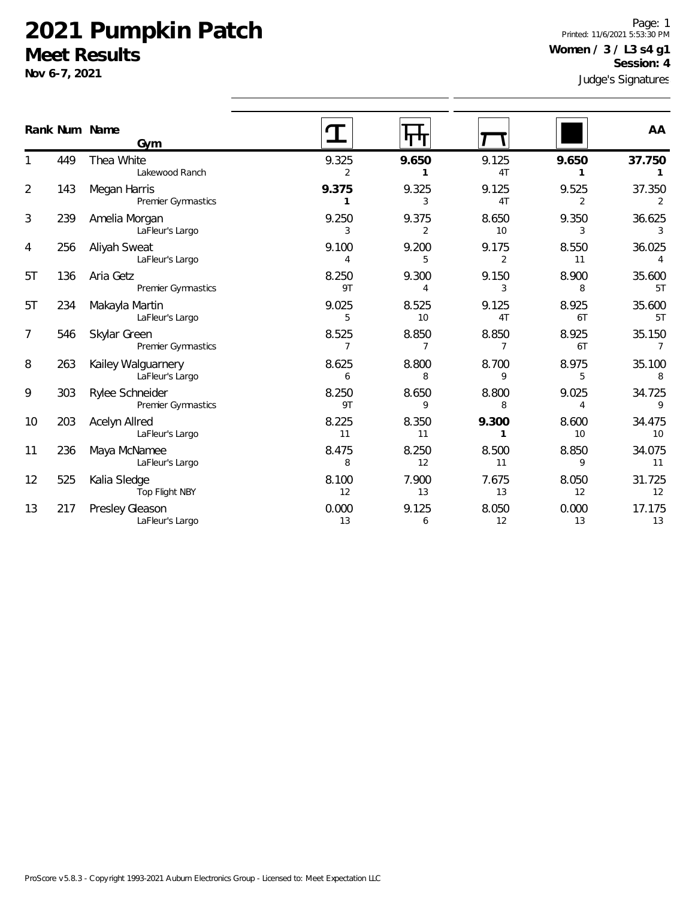# 2021 Pumpkin Patch

## Meet Results

**Nov 6-7, 2021**

Printed: 11/6/2021 5:53:30 PM

**Women / 3 / L3 s4 g1**

**Session: 4**

Judge's Signatures

| Rank | Num | Name / Gym | Vault | Bars | Beam | Floor | AA |
|---|---|---|---|---|---|---|---|
| 1 | 449 | Thea White<br>Lakewood Ranch | 9.325<br>2 | **9.650**<br>**1** | 9.125<br>4T | **9.650**<br>**1** | **37.750**<br>**1** |
| 2 | 143 | Megan Harris<br>Premier Gymnastics | **9.375**<br>**1** | 9.325<br>3 | 9.125<br>4T | 9.525<br>2 | 37.350<br>2 |
| 3 | 239 | Amelia Morgan<br>LaFleur's Largo | 9.250<br>3 | 9.375<br>2 | 8.650<br>10 | 9.350<br>3 | 36.625<br>3 |
| 4 | 256 | Aliyah Sweat<br>LaFleur's Largo | 9.100<br>4 | 9.200<br>5 | 9.175<br>2 | 8.550<br>11 | 36.025<br>4 |
| 5T | 136 | Aria Getz<br>Premier Gymnastics | 8.250<br>9T | 9.300<br>4 | 9.150<br>3 | 8.900<br>8 | 35.600<br>5T |
| 5T | 234 | Makayla Martin<br>LaFleur's Largo | 9.025<br>5 | 8.525<br>10 | 9.125<br>4T | 8.925<br>6T | 35.600<br>5T |
| 7 | 546 | Skylar Green<br>Premier Gymnastics | 8.525<br>7 | 8.850<br>7 | 8.850<br>7 | 8.925<br>6T | 35.150<br>7 |
| 8 | 263 | Kailey Walguarnery<br>LaFleur's Largo | 8.625<br>6 | 8.800<br>8 | 8.700<br>9 | 8.975<br>5 | 35.100<br>8 |
| 9 | 303 | Rylee Schneider<br>Premier Gymnastics | 8.250<br>9T | 8.650<br>9 | 8.800<br>8 | 9.025<br>4 | 34.725<br>9 |
| 10 | 203 | Acelyn Allred<br>LaFleur's Largo | 8.225<br>11 | 8.350<br>11 | **9.300**<br>**1** | 8.600<br>10 | 34.475<br>10 |
| 11 | 236 | Maya McNamee<br>LaFleur's Largo | 8.475<br>8 | 8.250<br>12 | 8.500<br>11 | 8.850<br>9 | 34.075<br>11 |
| 12 | 525 | Kalia Sledge<br>Top Flight NBY | 8.100<br>12 | 7.900<br>13 | 7.675<br>13 | 8.050<br>12 | 31.725<br>12 |
| 13 | 217 | Presley Gleason<br>LaFleur's Largo | 0.000<br>13 | 9.125<br>6 | 8.050<br>12 | 0.000<br>13 | 17.175<br>13 |

ProScore v5.8.3 - Copyright 1993-2021 Auburn Electronics Group - Licensed to: Meet Expectation LLC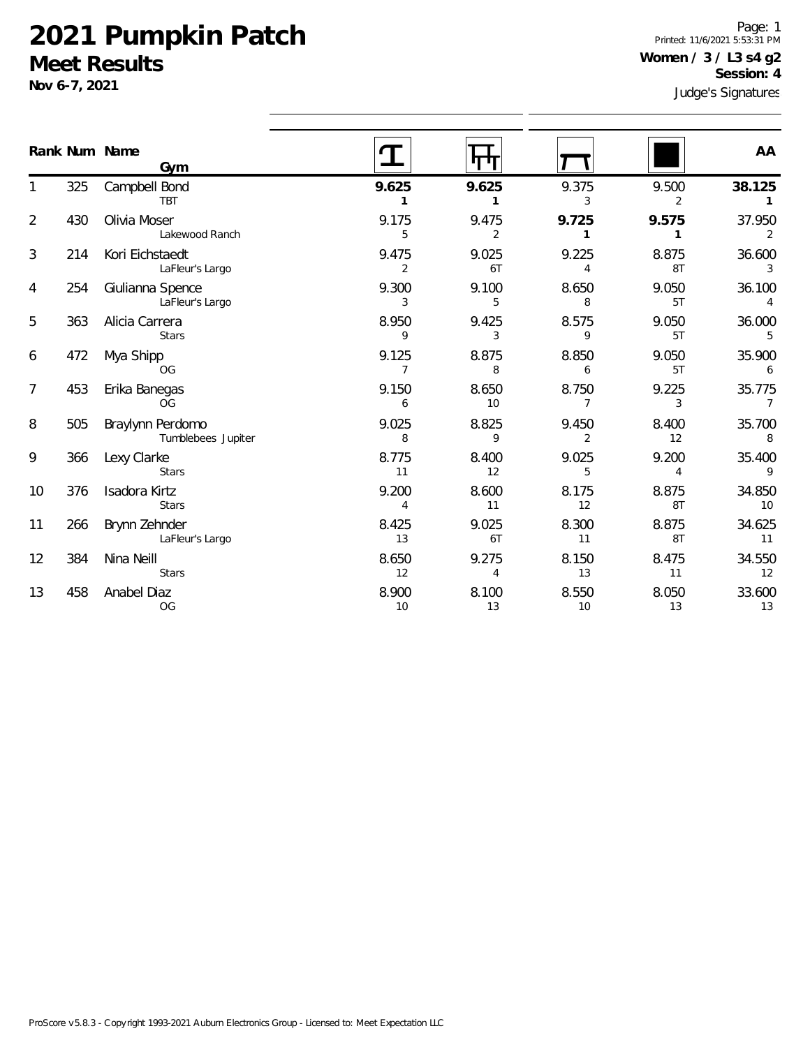# 2021 Pumpkin Patch

## Meet Results

**Nov 6-7, 2021**

Printed: 11/6/2021 5:53:31 PM

**Women / 3 / L3 s4 g2**

**Session: 4**

Judge's Signatures

| Rank | Num | Name / Gym | Vault | Bars | Beam | Floor | AA |
|---|---|---|---|---|---|---|---|
| 1 | 325 | Campbell Bond<br>TBT | **9.625**<br>**1** | **9.625**<br>**1** | 9.375<br>3 | 9.500<br>2 | **38.125**<br>**1** |
| 2 | 430 | Olivia Moser<br>Lakewood Ranch | 9.175<br>5 | 9.475<br>2 | **9.725**<br>**1** | **9.575**<br>**1** | 37.950<br>2 |
| 3 | 214 | Kori Eichstaedt<br>LaFleur's Largo | 9.475<br>2 | 9.025<br>6T | 9.225<br>4 | 8.875<br>8T | 36.600<br>3 |
| 4 | 254 | Giulianna Spence<br>LaFleur's Largo | 9.300<br>3 | 9.100<br>5 | 8.650<br>8 | 9.050<br>5T | 36.100<br>4 |
| 5 | 363 | Alicia Carrera<br>Stars | 8.950<br>9 | 9.425<br>3 | 8.575<br>9 | 9.050<br>5T | 36.000<br>5 |
| 6 | 472 | Mya Shipp<br>OG | 9.125<br>7 | 8.875<br>8 | 8.850<br>6 | 9.050<br>5T | 35.900<br>6 |
| 7 | 453 | Erika Banegas<br>OG | 9.150<br>6 | 8.650<br>10 | 8.750<br>7 | 9.225<br>3 | 35.775<br>7 |
| 8 | 505 | Braylynn Perdomo<br>Tumblebees Jupiter | 9.025<br>8 | 8.825<br>9 | 9.450<br>2 | 8.400<br>12 | 35.700<br>8 |
| 9 | 366 | Lexy Clarke<br>Stars | 8.775<br>11 | 8.400<br>12 | 9.025<br>5 | 9.200<br>4 | 35.400<br>9 |
| 10 | 376 | Isadora Kirtz<br>Stars | 9.200<br>4 | 8.600<br>11 | 8.175<br>12 | 8.875<br>8T | 34.850<br>10 |
| 11 | 266 | Brynn Zehnder<br>LaFleur's Largo | 8.425<br>13 | 9.025<br>6T | 8.300<br>11 | 8.875<br>8T | 34.625<br>11 |
| 12 | 384 | Nina Neill<br>Stars | 8.650<br>12 | 9.275<br>4 | 8.150<br>13 | 8.475<br>11 | 34.550<br>12 |
| 13 | 458 | Anabel Diaz<br>OG | 8.900<br>10 | 8.100<br>13 | 8.550<br>10 | 8.050<br>13 | 33.600<br>13 |

ProScore v5.8.3 - Copyright 1993-2021 Auburn Electronics Group - Licensed to: Meet Expectation LLC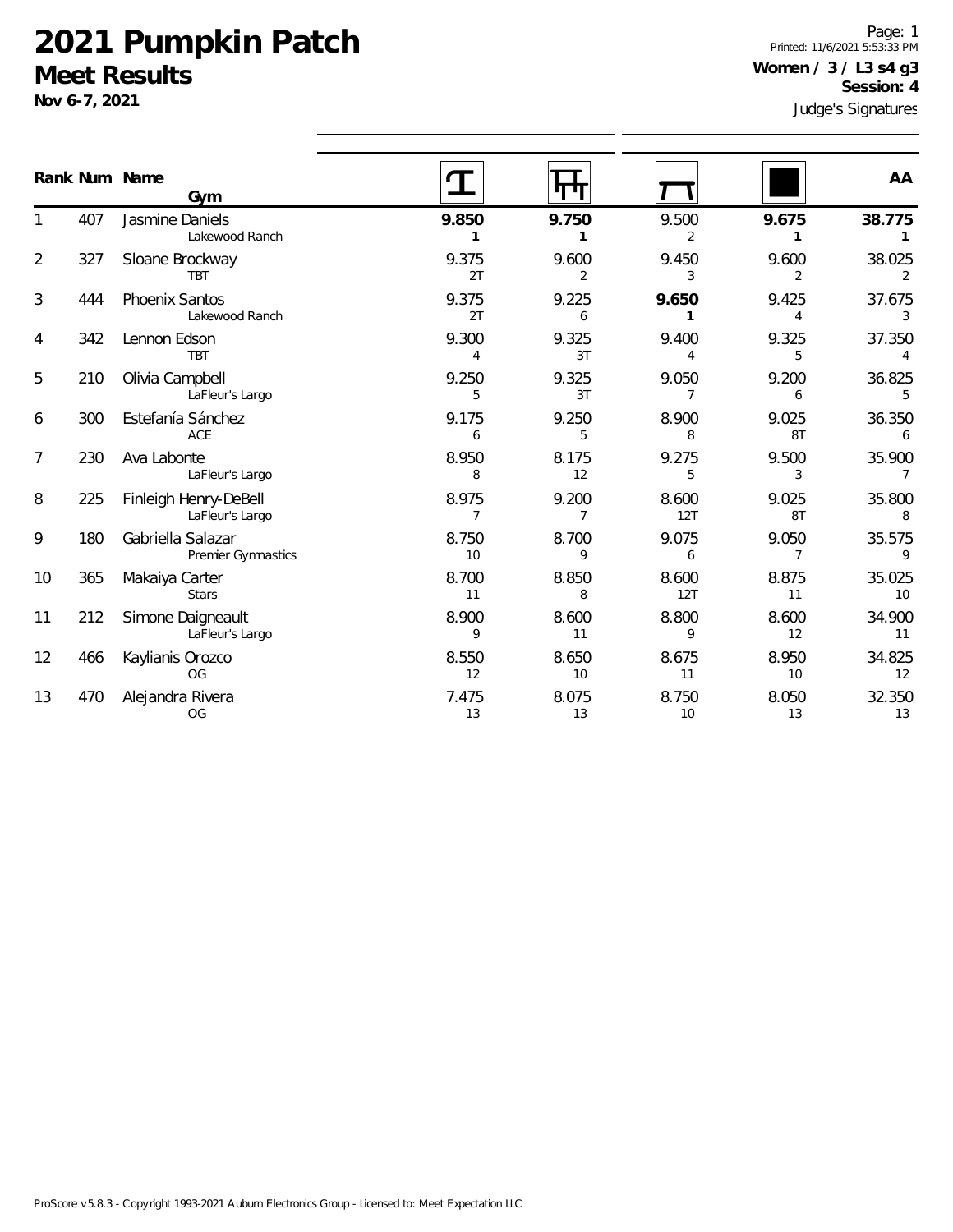# 2021 Pumpkin Patch

## Meet Results

**Nov 6-7, 2021**

Printed: 11/6/2021 5:53:33 PM

**Women / 3 / L3 s4 g3**

**Session: 4**

Judge's Signatures

| Rank | Num | Name / Gym | Vault | Bars | Beam | Floor | AA |
|---|---|---|---|---|---|---|---|
| 1 | 407 | Jasmine Daniels<br>Lakewood Ranch | **9.850**<br>**1** | **9.750**<br>**1** | 9.500<br>2 | **9.675**<br>**1** | **38.775**<br>**1** |
| 2 | 327 | Sloane Brockway<br>TBT | 9.375<br>2T | 9.600<br>2 | 9.450<br>3 | 9.600<br>2 | 38.025<br>2 |
| 3 | 444 | Phoenix Santos<br>Lakewood Ranch | 9.375<br>2T | 9.225<br>6 | **9.650**<br>**1** | 9.425<br>4 | 37.675<br>3 |
| 4 | 342 | Lennon Edson<br>TBT | 9.300<br>4 | 9.325<br>3T | 9.400<br>4 | 9.325<br>5 | 37.350<br>4 |
| 5 | 210 | Olivia Campbell<br>LaFleur's Largo | 9.250<br>5 | 9.325<br>3T | 9.050<br>7 | 9.200<br>6 | 36.825<br>5 |
| 6 | 300 | Estefanía Sánchez<br>ACE | 9.175<br>6 | 9.250<br>5 | 8.900<br>8 | 9.025<br>8T | 36.350<br>6 |
| 7 | 230 | Ava Labonte<br>LaFleur's Largo | 8.950<br>8 | 8.175<br>12 | 9.275<br>5 | 9.500<br>3 | 35.900<br>7 |
| 8 | 225 | Finleigh Henry-DeBell<br>LaFleur's Largo | 8.975<br>7 | 9.200<br>7 | 8.600<br>12T | 9.025<br>8T | 35.800<br>8 |
| 9 | 180 | Gabriella Salazar<br>Premier Gymnastics | 8.750<br>10 | 8.700<br>9 | 9.075<br>6 | 9.050<br>7 | 35.575<br>9 |
| 10 | 365 | Makaiya Carter<br>Stars | 8.700<br>11 | 8.850<br>8 | 8.600<br>12T | 8.875<br>11 | 35.025<br>10 |
| 11 | 212 | Simone Daigneault<br>LaFleur's Largo | 8.900<br>9 | 8.600<br>11 | 8.800<br>9 | 8.600<br>12 | 34.900<br>11 |
| 12 | 466 | Kaylianis Orozco<br>OG | 8.550<br>12 | 8.650<br>10 | 8.675<br>11 | 8.950<br>10 | 34.825<br>12 |
| 13 | 470 | Alejandra Rivera<br>OG | 7.475<br>13 | 8.075<br>13 | 8.750<br>10 | 8.050<br>13 | 32.350<br>13 |

ProScore v5.8.3 - Copyright 1993-2021 Auburn Electronics Group - Licensed to: Meet Expectation LLC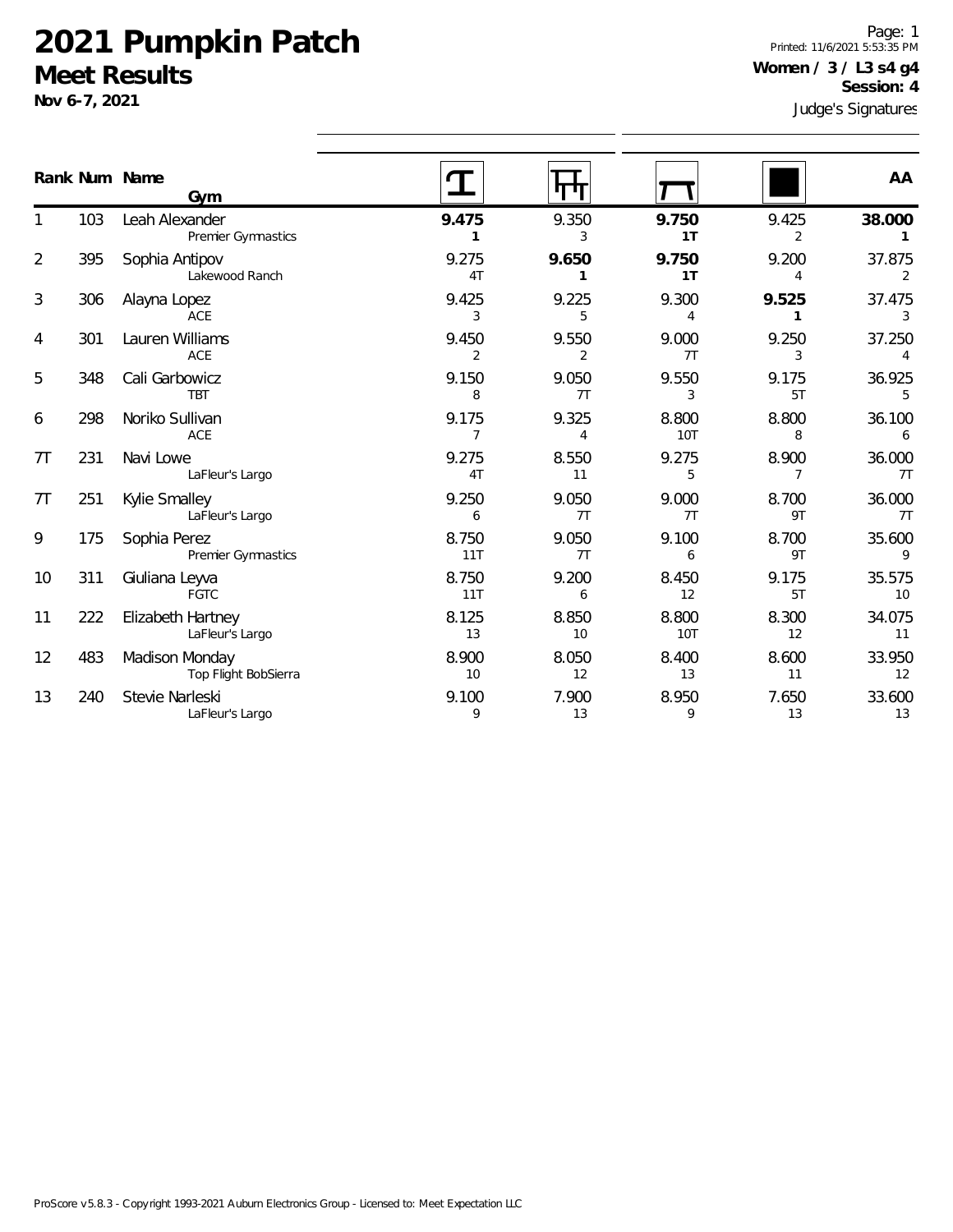# 2021 Pumpkin Patch

## Meet Results

**Nov 6-7, 2021**

Page: 1
Printed: 11/6/2021 5:53:35 PM

**Women / 3 / L3 s4 g4**
**Session: 4**

Judge's Signatures

| Rank | Num | Name / Gym | Vault | Bars | Beam | Floor | AA |
|---|---|---|---|---|---|---|---|
| 1 | 103 | Leah Alexander<br>Premier Gymnastics | **9.475**<br>**1** | 9.350<br>3 | **9.750**<br>**1T** | 9.425<br>2 | **38.000**<br>**1** |
| 2 | 395 | Sophia Antipov<br>Lakewood Ranch | 9.275<br>4T | **9.650**<br>**1** | **9.750**<br>**1T** | 9.200<br>4 | 37.875<br>2 |
| 3 | 306 | Alayna Lopez<br>ACE | 9.425<br>3 | 9.225<br>5 | 9.300<br>4 | **9.525**<br>**1** | 37.475<br>3 |
| 4 | 301 | Lauren Williams<br>ACE | 9.450<br>2 | 9.550<br>2 | 9.000<br>7T | 9.250<br>3 | 37.250<br>4 |
| 5 | 348 | Cali Garbowicz<br>TBT | 9.150<br>8 | 9.050<br>7T | 9.550<br>3 | 9.175<br>5T | 36.925<br>5 |
| 6 | 298 | Noriko Sullivan<br>ACE | 9.175<br>7 | 9.325<br>4 | 8.800<br>10T | 8.800<br>8 | 36.100<br>6 |
| 7T | 231 | Navi Lowe<br>LaFleur's Largo | 9.275<br>4T | 8.550<br>11 | 9.275<br>5 | 8.900<br>7 | 36.000<br>7T |
| 7T | 251 | Kylie Smalley<br>LaFleur's Largo | 9.250<br>6 | 9.050<br>7T | 9.000<br>7T | 8.700<br>9T | 36.000<br>7T |
| 9 | 175 | Sophia Perez<br>Premier Gymnastics | 8.750<br>11T | 9.050<br>7T | 9.100<br>6 | 8.700<br>9T | 35.600<br>9 |
| 10 | 311 | Giuliana Leyva<br>FGTC | 8.750<br>11T | 9.200<br>6 | 8.450<br>12 | 9.175<br>5T | 35.575<br>10 |
| 11 | 222 | Elizabeth Hartney<br>LaFleur's Largo | 8.125<br>13 | 8.850<br>10 | 8.800<br>10T | 8.300<br>12 | 34.075<br>11 |
| 12 | 483 | Madison Monday<br>Top Flight BobSierra | 8.900<br>10 | 8.050<br>12 | 8.400<br>13 | 8.600<br>11 | 33.950<br>12 |
| 13 | 240 | Stevie Narleski<br>LaFleur's Largo | 9.100<br>9 | 7.900<br>13 | 8.950<br>9 | 7.650<br>13 | 33.600<br>13 |

ProScore v5.8.3 - Copyright 1993-2021 Auburn Electronics Group - Licensed to: Meet Expectation LLC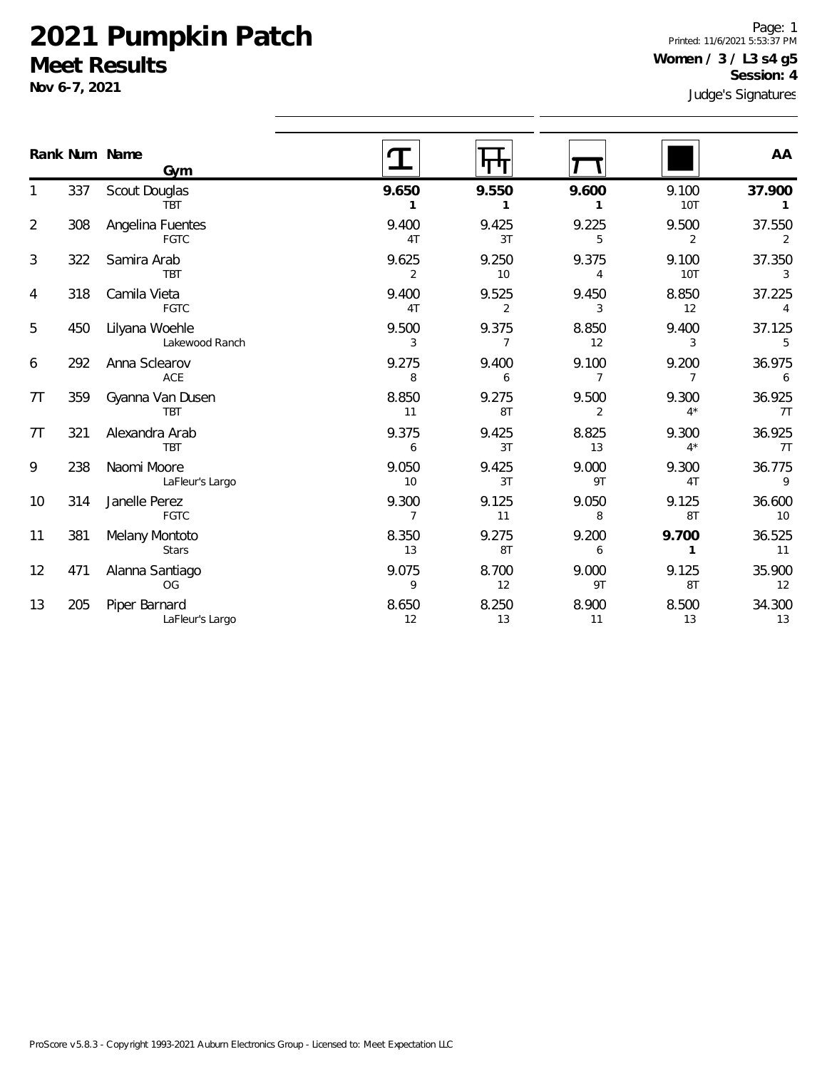# 2021 Pumpkin Patch
## Meet Results
**Nov 6-7, 2021**

Page: 1
Printed: 11/6/2021 5:53:37 PM
**Women / 3 / L3 s4 g5**
**Session: 4**
Judge's Signatures

| Rank | Num | Name / Gym | Vault | Bars | Beam | Floor | AA |
|---|---|---|---|---|---|---|---|
| 1 | 337 | Scout Douglas<br>TBT | **9.650**<br>**1** | **9.550**<br>**1** | **9.600**<br>**1** | 9.100<br>10T | **37.900**<br>**1** |
| 2 | 308 | Angelina Fuentes<br>FGTC | 9.400<br>4T | 9.425<br>3T | 9.225<br>5 | 9.500<br>2 | 37.550<br>2 |
| 3 | 322 | Samira Arab<br>TBT | 9.625<br>2 | 9.250<br>10 | 9.375<br>4 | 9.100<br>10T | 37.350<br>3 |
| 4 | 318 | Camila Vieta<br>FGTC | 9.400<br>4T | 9.525<br>2 | 9.450<br>3 | 8.850<br>12 | 37.225<br>4 |
| 5 | 450 | Lilyana Woehle<br>Lakewood Ranch | 9.500<br>3 | 9.375<br>7 | 8.850<br>12 | 9.400<br>3 | 37.125<br>5 |
| 6 | 292 | Anna Sclearov<br>ACE | 9.275<br>8 | 9.400<br>6 | 9.100<br>7 | 9.200<br>7 | 36.975<br>6 |
| 7T | 359 | Gyanna Van Dusen<br>TBT | 8.850<br>11 | 9.275<br>8T | 9.500<br>2 | 9.300<br>4* | 36.925<br>7T |
| 7T | 321 | Alexandra Arab<br>TBT | 9.375<br>6 | 9.425<br>3T | 8.825<br>13 | 9.300<br>4* | 36.925<br>7T |
| 9 | 238 | Naomi Moore<br>LaFleur's Largo | 9.050<br>10 | 9.425<br>3T | 9.000<br>9T | 9.300<br>4T | 36.775<br>9 |
| 10 | 314 | Janelle Perez<br>FGTC | 9.300<br>7 | 9.125<br>11 | 9.050<br>8 | 9.125<br>8T | 36.600<br>10 |
| 11 | 381 | Melany Montoto<br>Stars | 8.350<br>13 | 9.275<br>8T | 9.200<br>6 | **9.700**<br>**1** | 36.525<br>11 |
| 12 | 471 | Alanna Santiago<br>OG | 9.075<br>9 | 8.700<br>12 | 9.000<br>9T | 9.125<br>8T | 35.900<br>12 |
| 13 | 205 | Piper Barnard<br>LaFleur's Largo | 8.650<br>12 | 8.250<br>13 | 8.900<br>11 | 8.500<br>13 | 34.300<br>13 |

ProScore v5.8.3 - Copyright 1993-2021 Auburn Electronics Group - Licensed to: Meet Expectation LLC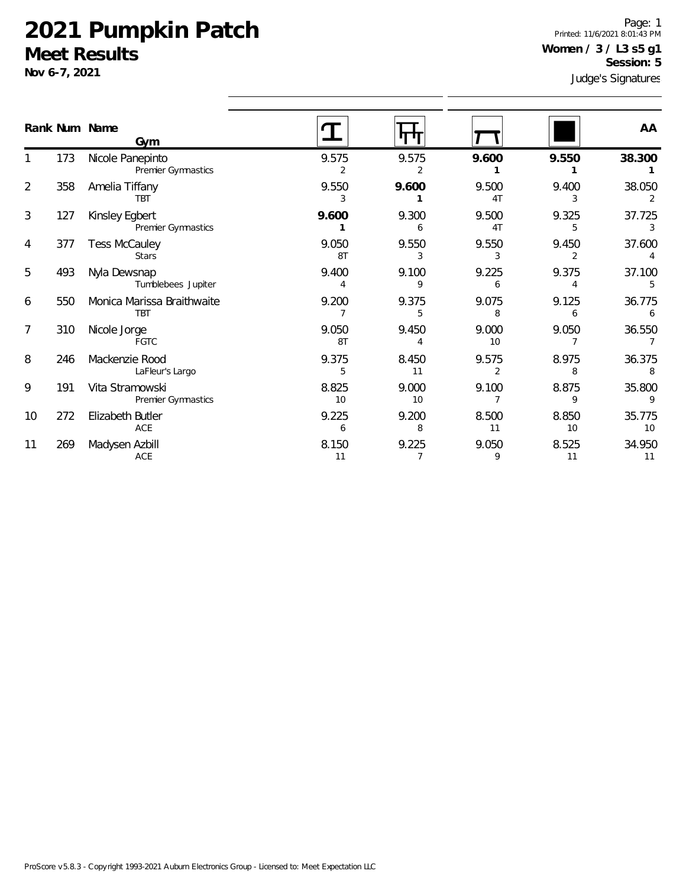# 2021 Pumpkin Patch

## Meet Results

**Nov 6-7, 2021**

Page: 1
Printed: 11/6/2021 8:01:43 PM

**Women / 3 / L3 s5 g1**
**Session: 5**

Judge's Signatures

| Rank | Num | Name / Gym | Vault | Bars | Beam | Floor | AA |
|---|---|---|---|---|---|---|---|
| 1 | 173 | Nicole Panepinto<br>Premier Gymnastics | 9.575<br>2 | 9.575<br>2 | **9.600**<br>**1** | **9.550**<br>**1** | **38.300**<br>**1** |
| 2 | 358 | Amelia Tiffany<br>TBT | 9.550<br>3 | **9.600**<br>**1** | 9.500<br>4T | 9.400<br>3 | 38.050<br>2 |
| 3 | 127 | Kinsley Egbert<br>Premier Gymnastics | **9.600**<br>**1** | 9.300<br>6 | 9.500<br>4T | 9.325<br>5 | 37.725<br>3 |
| 4 | 377 | Tess McCauley<br>Stars | 9.050<br>8T | 9.550<br>3 | 9.550<br>3 | 9.450<br>2 | 37.600<br>4 |
| 5 | 493 | Nyla Dewsnap<br>Tumblebees Jupiter | 9.400<br>4 | 9.100<br>9 | 9.225<br>6 | 9.375<br>4 | 37.100<br>5 |
| 6 | 550 | Monica Marissa Braithwaite<br>TBT | 9.200<br>7 | 9.375<br>5 | 9.075<br>8 | 9.125<br>6 | 36.775<br>6 |
| 7 | 310 | Nicole Jorge<br>FGTC | 9.050<br>8T | 9.450<br>4 | 9.000<br>10 | 9.050<br>7 | 36.550<br>7 |
| 8 | 246 | Mackenzie Rood<br>LaFleur's Largo | 9.375<br>5 | 8.450<br>11 | 9.575<br>2 | 8.975<br>8 | 36.375<br>8 |
| 9 | 191 | Vita Stramowski<br>Premier Gymnastics | 8.825<br>10 | 9.000<br>10 | 9.100<br>7 | 8.875<br>9 | 35.800<br>9 |
| 10 | 272 | Elizabeth Butler<br>ACE | 9.225<br>6 | 9.200<br>8 | 8.500<br>11 | 8.850<br>10 | 35.775<br>10 |
| 11 | 269 | Madysen Azbill<br>ACE | 8.150<br>11 | 9.225<br>7 | 9.050<br>9 | 8.525<br>11 | 34.950<br>11 |

ProScore v5.8.3 - Copyright 1993-2021 Auburn Electronics Group - Licensed to: Meet Expectation LLC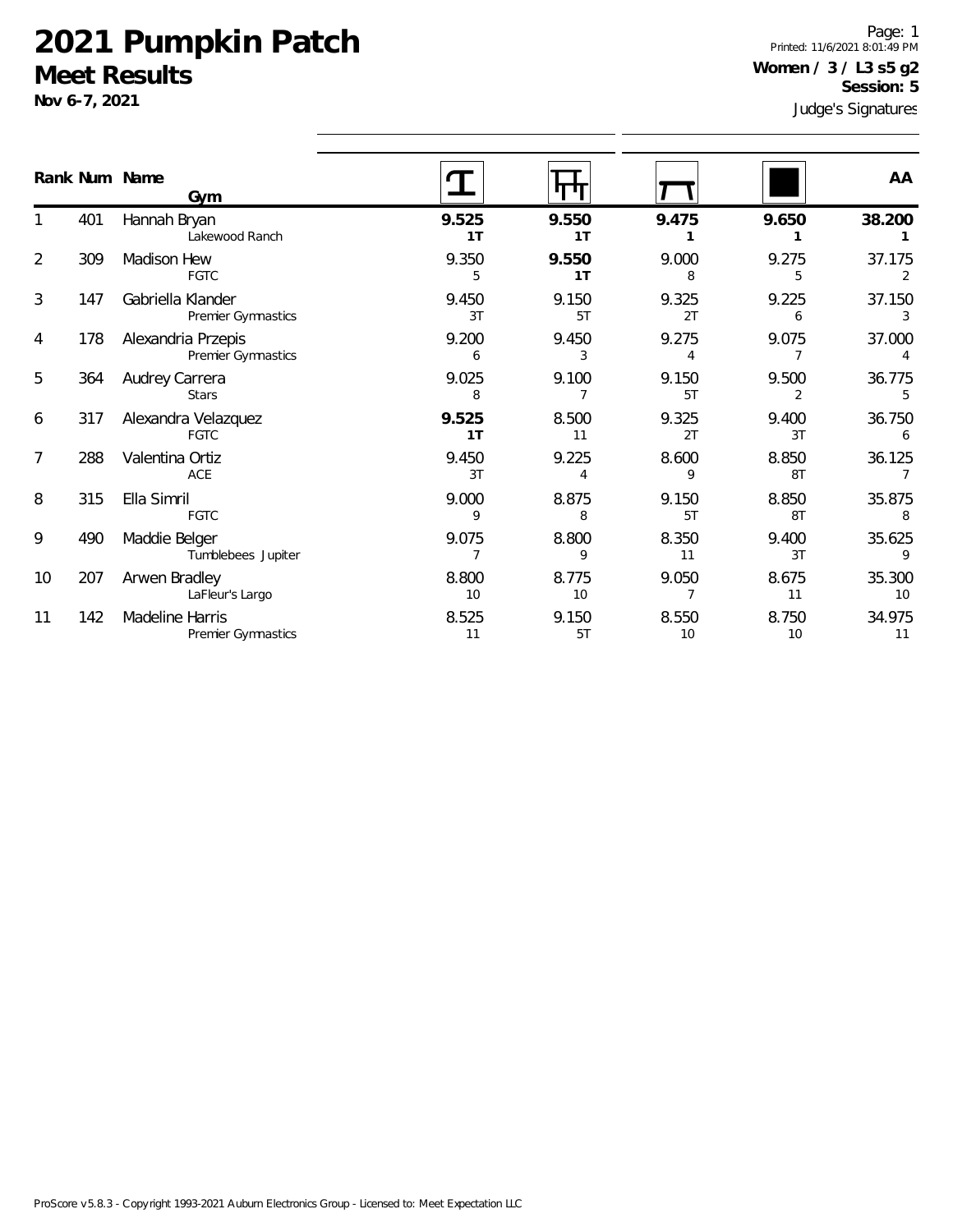# 2021 Pumpkin Patch

## Meet Results

**Nov 6-7, 2021**

Printed: 11/6/2021 8:01:49 PM

**Women / 3 / L3 s5 g2**

**Session: 5**

Judge's Signatures

| Rank | Num | Name / Gym | Vault | Bars | Beam | Floor | AA |
|---|---|---|---|---|---|---|---|
| 1 | 401 | Hannah Bryan<br>Lakewood Ranch | **9.525**<br>**1T** | **9.550**<br>**1T** | **9.475**<br>**1** | **9.650**<br>**1** | **38.200**<br>**1** |
| 2 | 309 | Madison Hew<br>FGTC | 9.350<br>5 | **9.550**<br>**1T** | 9.000<br>8 | 9.275<br>5 | 37.175<br>2 |
| 3 | 147 | Gabriella Klander<br>Premier Gymnastics | 9.450<br>3T | 9.150<br>5T | 9.325<br>2T | 9.225<br>6 | 37.150<br>3 |
| 4 | 178 | Alexandria Przepis<br>Premier Gymnastics | 9.200<br>6 | 9.450<br>3 | 9.275<br>4 | 9.075<br>7 | 37.000<br>4 |
| 5 | 364 | Audrey Carrera<br>Stars | 9.025<br>8 | 9.100<br>7 | 9.150<br>5T | 9.500<br>2 | 36.775<br>5 |
| 6 | 317 | Alexandra Velazquez<br>FGTC | **9.525**<br>**1T** | 8.500<br>11 | 9.325<br>2T | 9.400<br>3T | 36.750<br>6 |
| 7 | 288 | Valentina Ortiz<br>ACE | 9.450<br>3T | 9.225<br>4 | 8.600<br>9 | 8.850<br>8T | 36.125<br>7 |
| 8 | 315 | Ella Simril<br>FGTC | 9.000<br>9 | 8.875<br>8 | 9.150<br>5T | 8.850<br>8T | 35.875<br>8 |
| 9 | 490 | Maddie Belger<br>Tumblebees Jupiter | 9.075<br>7 | 8.800<br>9 | 8.350<br>11 | 9.400<br>3T | 35.625<br>9 |
| 10 | 207 | Arwen Bradley<br>LaFleur's Largo | 8.800<br>10 | 8.775<br>10 | 9.050<br>7 | 8.675<br>11 | 35.300<br>10 |
| 11 | 142 | Madeline Harris<br>Premier Gymnastics | 8.525<br>11 | 9.150<br>5T | 8.550<br>10 | 8.750<br>10 | 34.975<br>11 |

ProScore v5.8.3 - Copyright 1993-2021 Auburn Electronics Group - Licensed to: Meet Expectation LLC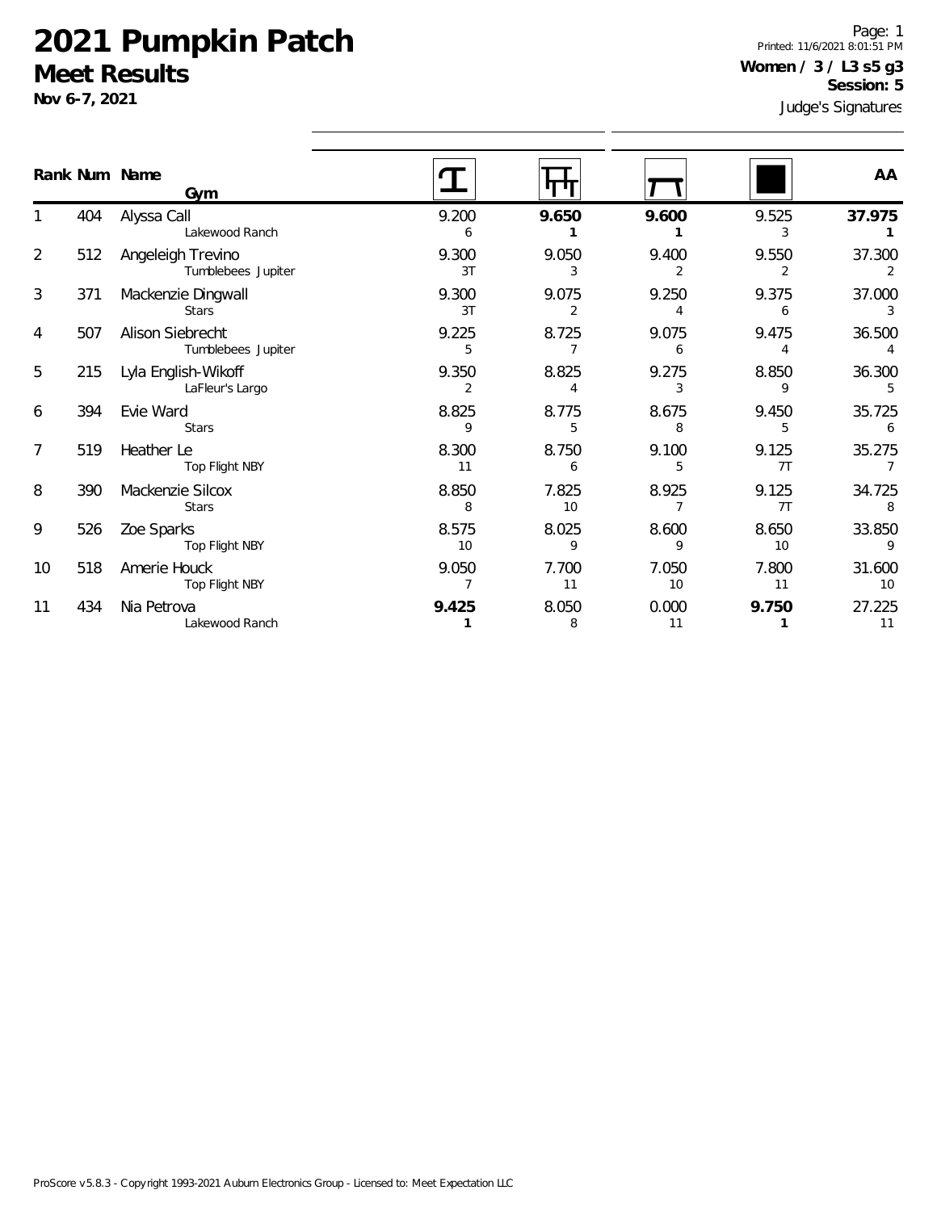# 2021 Pumpkin Patch

## Meet Results

**Nov 6-7, 2021**

Printed: 11/6/2021 8:01:51 PM

**Women / 3 / L3 s5 g3**

**Session: 5**

Judge's Signatures

| Rank | Num | Name / Gym | Vault | Bars | Beam | Floor | AA |
|---|---|---|---|---|---|---|---|
| 1 | 404 | Alyssa Call<br>Lakewood Ranch | 9.200<br>6 | **9.650**<br>**1** | **9.600**<br>**1** | 9.525<br>3 | **37.975**<br>**1** |
| 2 | 512 | Angeleigh Trevino<br>Tumblebees Jupiter | 9.300<br>3T | 9.050<br>3 | 9.400<br>2 | 9.550<br>2 | 37.300<br>2 |
| 3 | 371 | Mackenzie Dingwall<br>Stars | 9.300<br>3T | 9.075<br>2 | 9.250<br>4 | 9.375<br>6 | 37.000<br>3 |
| 4 | 507 | Alison Siebrecht<br>Tumblebees Jupiter | 9.225<br>5 | 8.725<br>7 | 9.075<br>6 | 9.475<br>4 | 36.500<br>4 |
| 5 | 215 | Lyla English-Wikoff<br>LaFleur's Largo | 9.350<br>2 | 8.825<br>4 | 9.275<br>3 | 8.850<br>9 | 36.300<br>5 |
| 6 | 394 | Evie Ward<br>Stars | 8.825<br>9 | 8.775<br>5 | 8.675<br>8 | 9.450<br>5 | 35.725<br>6 |
| 7 | 519 | Heather Le<br>Top Flight NBY | 8.300<br>11 | 8.750<br>6 | 9.100<br>5 | 9.125<br>7T | 35.275<br>7 |
| 8 | 390 | Mackenzie Silcox<br>Stars | 8.850<br>8 | 7.825<br>10 | 8.925<br>7 | 9.125<br>7T | 34.725<br>8 |
| 9 | 526 | Zoe Sparks<br>Top Flight NBY | 8.575<br>10 | 8.025<br>9 | 8.600<br>9 | 8.650<br>10 | 33.850<br>9 |
| 10 | 518 | Amerie Houck<br>Top Flight NBY | 9.050<br>7 | 7.700<br>11 | 7.050<br>10 | 7.800<br>11 | 31.600<br>10 |
| 11 | 434 | Nia Petrova<br>Lakewood Ranch | **9.425**<br>**1** | 8.050<br>8 | 0.000<br>11 | **9.750**<br>**1** | 27.225<br>11 |

ProScore v5.8.3 - Copyright 1993-2021 Auburn Electronics Group - Licensed to: Meet Expectation LLC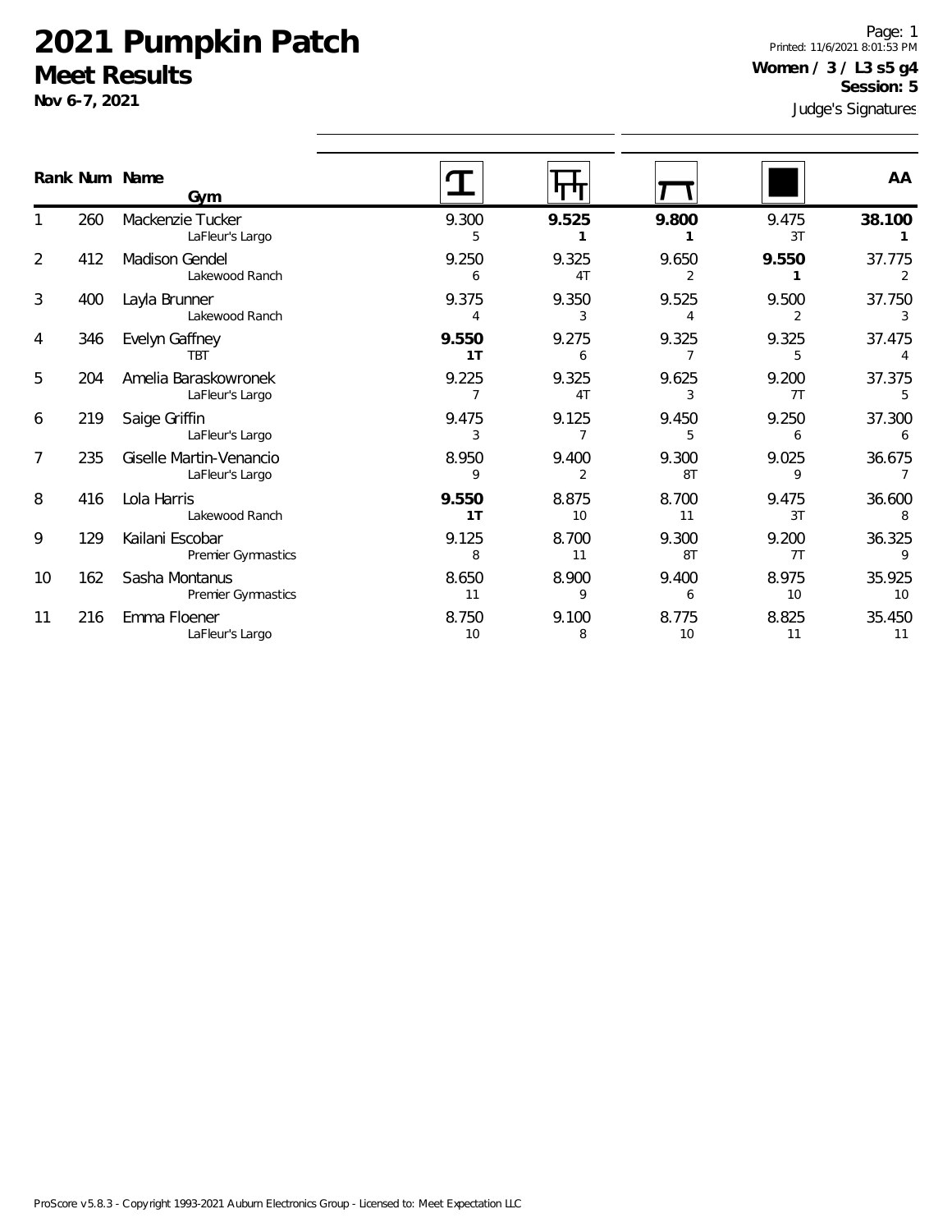# 2021 Pumpkin Patch

## Meet Results

**Nov 6-7, 2021**

Printed: 11/6/2021 8:01:53 PM

**Women / 3 / L3 s5 g4**

**Session: 5**

Judge's Signatures

| Rank | Num | Name / Gym | Vault | Bars | Beam | Floor | AA |
|---|---|---|---|---|---|---|---|
| 1 | 260 | Mackenzie Tucker<br>LaFleur's Largo | 9.300<br>5 | **9.525**<br>**1** | **9.800**<br>**1** | 9.475<br>3T | **38.100**<br>**1** |
| 2 | 412 | Madison Gendel<br>Lakewood Ranch | 9.250<br>6 | 9.325<br>4T | 9.650<br>2 | **9.550**<br>**1** | 37.775<br>2 |
| 3 | 400 | Layla Brunner<br>Lakewood Ranch | 9.375<br>4 | 9.350<br>3 | 9.525<br>4 | 9.500<br>2 | 37.750<br>3 |
| 4 | 346 | Evelyn Gaffney<br>TBT | **9.550**<br>**1T** | 9.275<br>6 | 9.325<br>7 | 9.325<br>5 | 37.475<br>4 |
| 5 | 204 | Amelia Baraskowronek<br>LaFleur's Largo | 9.225<br>7 | 9.325<br>4T | 9.625<br>3 | 9.200<br>7T | 37.375<br>5 |
| 6 | 219 | Saige Griffin<br>LaFleur's Largo | 9.475<br>3 | 9.125<br>7 | 9.450<br>5 | 9.250<br>6 | 37.300<br>6 |
| 7 | 235 | Giselle Martin-Venancio<br>LaFleur's Largo | 8.950<br>9 | 9.400<br>2 | 9.300<br>8T | 9.025<br>9 | 36.675<br>7 |
| 8 | 416 | Lola Harris<br>Lakewood Ranch | **9.550**<br>**1T** | 8.875<br>10 | 8.700<br>11 | 9.475<br>3T | 36.600<br>8 |
| 9 | 129 | Kailani Escobar<br>Premier Gymnastics | 9.125<br>8 | 8.700<br>11 | 9.300<br>8T | 9.200<br>7T | 36.325<br>9 |
| 10 | 162 | Sasha Montanus<br>Premier Gymnastics | 8.650<br>11 | 8.900<br>9 | 9.400<br>6 | 8.975<br>10 | 35.925<br>10 |
| 11 | 216 | Emma Floener<br>LaFleur's Largo | 8.750<br>10 | 9.100<br>8 | 8.775<br>10 | 8.825<br>11 | 35.450<br>11 |

ProScore v5.8.3 - Copyright 1993-2021 Auburn Electronics Group - Licensed to: Meet Expectation LLC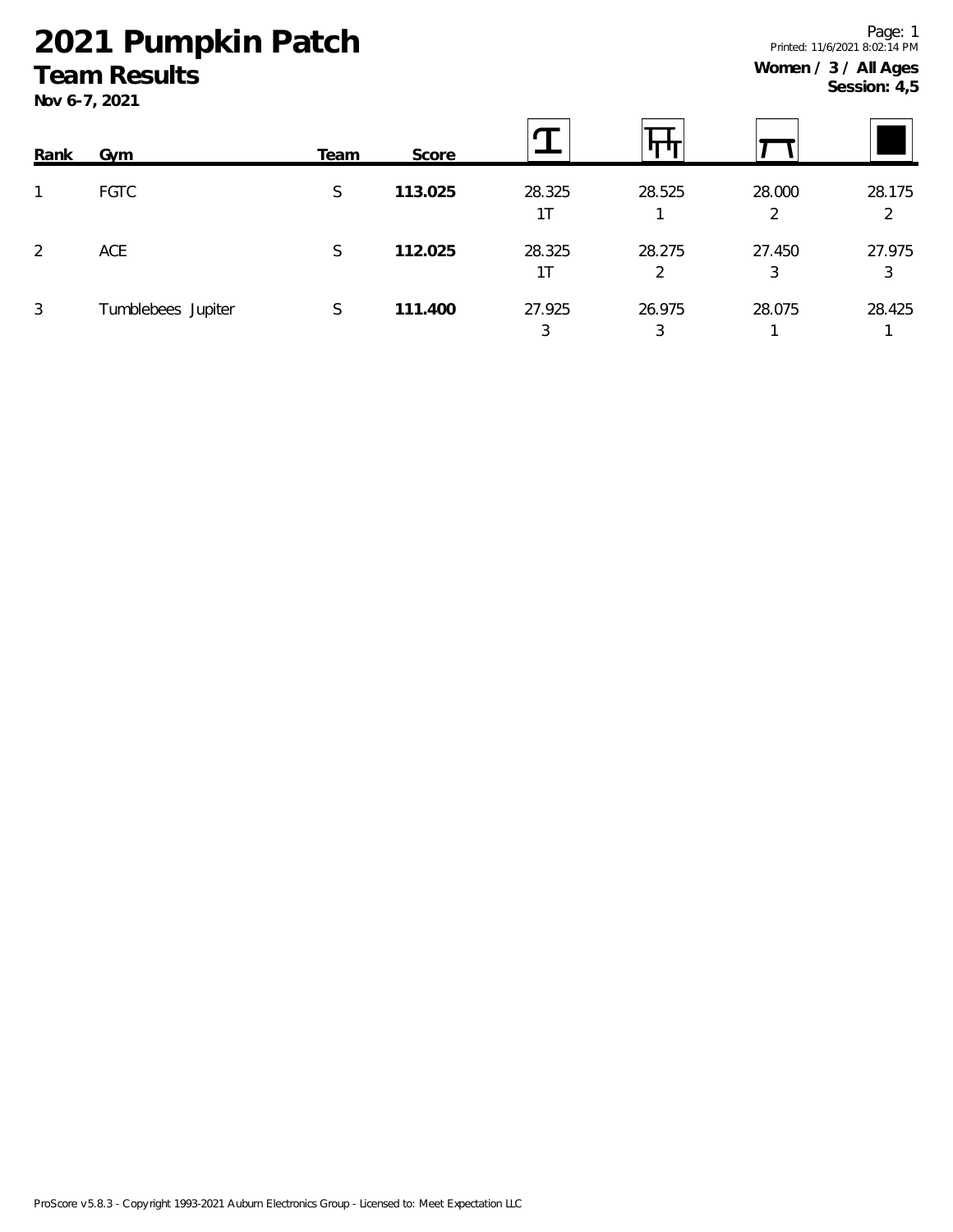# 2021 Pumpkin Patch

## Team Results

**Nov 6-7, 2021**

**Women / 3 / All Ages**
**Session: 4,5**

| Rank | Gym | Team | Score | Vault | Bars | Beam | Floor |
|---|---|---|---|---|---|---|---|
| 1 | FGTC | S | **113.025** | 28.325 1T | 28.525 1 | 28.000 2 | 28.175 2 |
| 2 | ACE | S | **112.025** | 28.325 1T | 28.275 2 | 27.450 3 | 27.975 3 |
| 3 | Tumblebees Jupiter | S | **111.400** | 27.925 3 | 26.975 3 | 28.075 1 | 28.425 1 |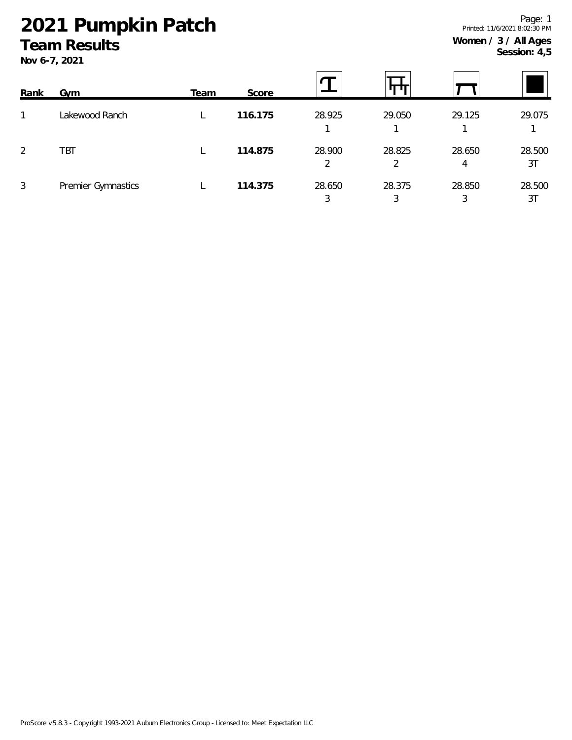# 2021 Pumpkin Patch

## Team Results

**Nov 6-7, 2021**

Printed: 11/6/2021 8:02:30 PM

**Women / 3 / All Ages**
**Session: 4,5**

| Rank | Gym | Team | Score | Vault | Bars | Beam | Floor |
|---|---|---|---|---|---|---|---|
| 1 | Lakewood Ranch | L | **116.175** | 28.925<br>1 | 29.050<br>1 | 29.125<br>1 | 29.075<br>1 |
| 2 | TBT | L | **114.875** | 28.900<br>2 | 28.825<br>2 | 28.650<br>4 | 28.500<br>3T |
| 3 | Premier Gymnastics | L | **114.375** | 28.650<br>3 | 28.375<br>3 | 28.850<br>3 | 28.500<br>3T |

ProScore v5.8.3 - Copyright 1993-2021 Auburn Electronics Group - Licensed to: Meet Expectation LLC